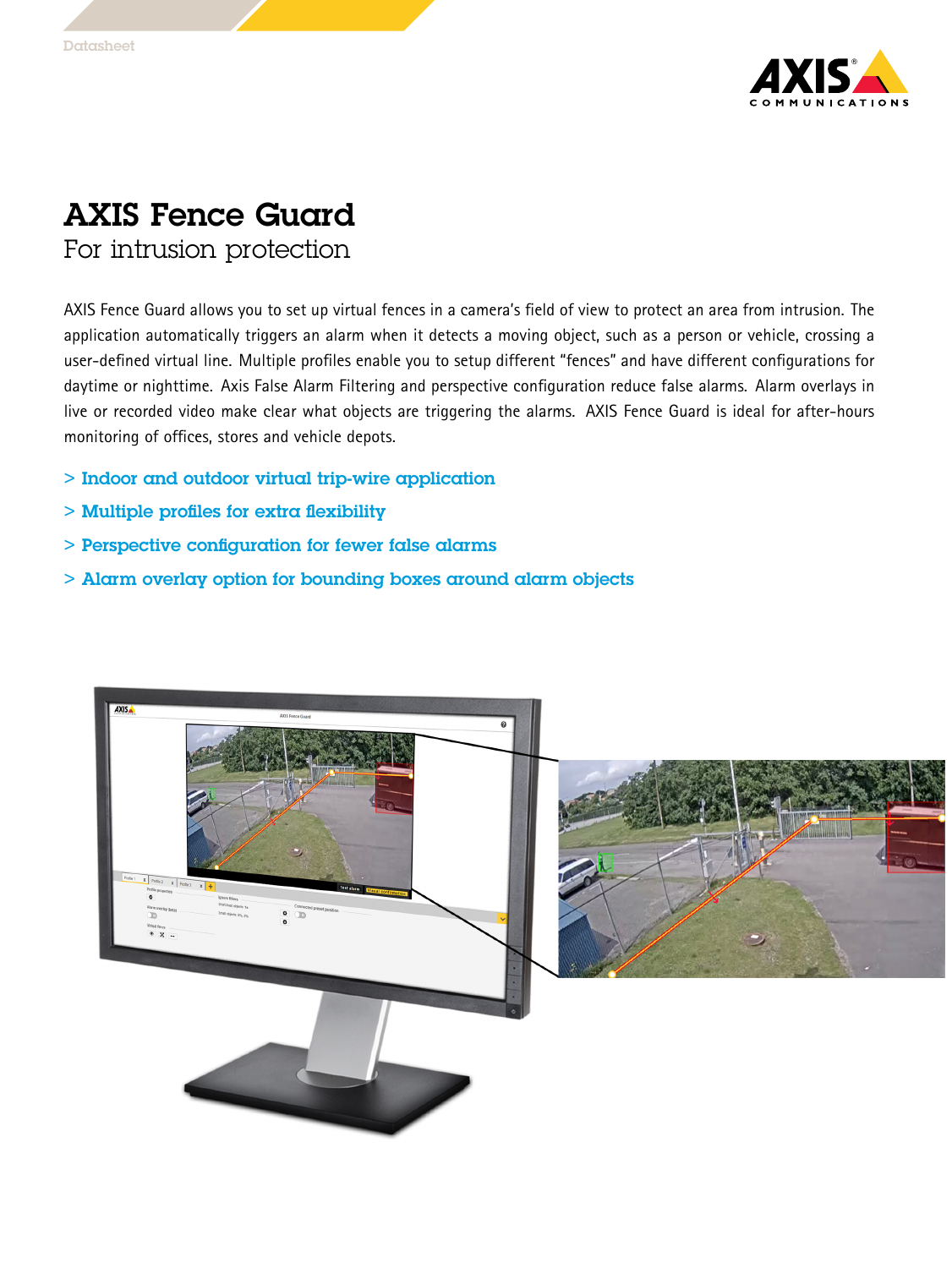Datasheet

# AXIS Fence Guard

## For intrusion protection

AXIS Fence Guard allows you to set up virtual fences in a camera's field of view to protect an area from intrusion. The application automatically triggers an alarm when it detects a moving object, such as a person or vehicle, crossing a user-defined virtual line. Multiple profiles enable you to setup different "fences" and have different configurations for daytime or nighttime. Axis False Alarm Filtering and perspective configuration reduce false alarms. Alarm overlays in live or recorded video make clear what objects are triggering the alarms. AXIS Fence Guard is ideal for after-hours monitoring of offices, stores and vehicle depots.

- > Indoor and outdoor virtual trip-wire application
- > Multiple profiles for extra flexibility
- > Perspective configuration for fewer false alarms
- > Alarm overlay option for bounding boxes around alarm objects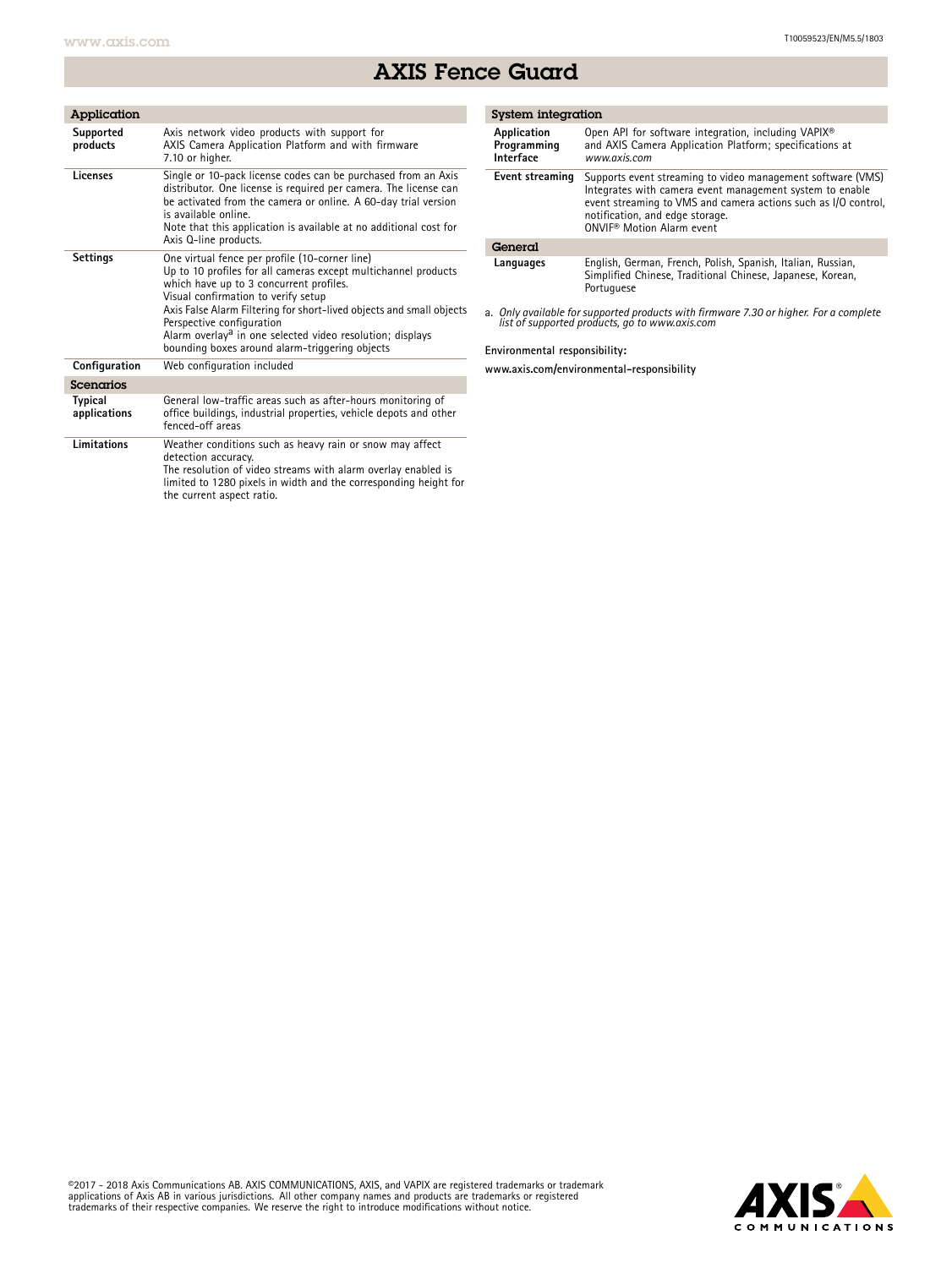# AXIS Fence Guard

## Application

| | |
|---|---|
| **Supported products** | Axis network video products with support for AXIS Camera Application Platform and with firmware 7.10 or higher. |
| **Licenses** | Single or 10-pack license codes can be purchased from an Axis distributor. One license is required per camera. The license can be activated from the camera or online. A 60-day trial version is available online.<br>Note that this application is available at no additional cost for Axis Q-line products. |
| **Settings** | One virtual fence per profile (10-corner line)<br>Up to 10 profiles for all cameras except multichannel products which have up to 3 concurrent profiles.<br>Visual confirmation to verify setup<br>Axis False Alarm Filtering for short-lived objects and small objects<br>Perspective configuration<br>Alarm overlay[a] in one selected video resolution; displays bounding boxes around alarm-triggering objects |
| **Configuration** | Web configuration included |

## Scenarios

| | |
|---|---|
| **Typical applications** | General low-traffic areas such as after-hours monitoring of office buildings, industrial properties, vehicle depots and other fenced-off areas |
| **Limitations** | Weather conditions such as heavy rain or snow may affect detection accuracy.<br>The resolution of video streams with alarm overlay enabled is limited to 1280 pixels in width and the corresponding height for the current aspect ratio. |

## System integration

| | |
|---|---|
| **Application Programming Interface** | Open API for software integration, including VAPIX® and AXIS Camera Application Platform; specifications at *www.axis.com* |
| **Event streaming** | Supports event streaming to video management software (VMS)<br>Integrates with camera event management system to enable event streaming to VMS and camera actions such as I/O control, notification, and edge storage.<br>ONVIF® Motion Alarm event |

## General

| | |
|---|---|
| **Languages** | English, German, French, Polish, Spanish, Italian, Russian, Simplified Chinese, Traditional Chinese, Japanese, Korean, Portuguese |

a. *Only available for supported products with firmware 7.30 or higher. For a complete list of supported products, go to www.axis.com*

**Environmental responsibility:**

**www.axis.com/environmental-responsibility**

©2017 - 2018 Axis Communications AB. AXIS COMMUNICATIONS, AXIS, and VAPIX are registered trademarks or trademark applications of Axis AB in various jurisdictions. All other company names and products are trademarks or registered trademarks of their respective companies. We reserve the right to introduce modifications without notice.